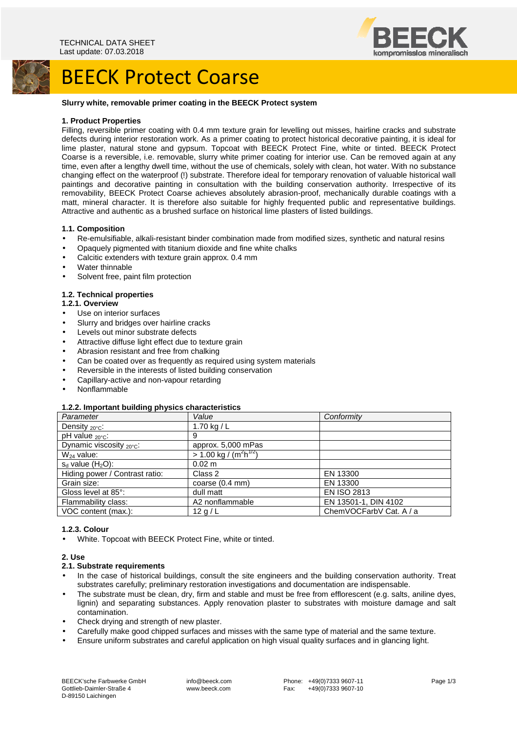TECHNICAL DATA SHEET
Last update: 07.03.2018

# BEECK Protect Coarse

**Slurry white, removable primer coating in the BEECK Protect system**

## 1. Product Properties

Filling, reversible primer coating with 0.4 mm texture grain for levelling out misses, hairline cracks and substrate defects during interior restoration work. As a primer coating to protect historical decorative painting, it is ideal for lime plaster, natural stone and gypsum. Topcoat with BEECK Protect Fine, white or tinted. BEECK Protect Coarse is a reversible, i.e. removable, slurry white primer coating for interior use. Can be removed again at any time, even after a lengthy dwell time, without the use of chemicals, solely with clean, hot water. With no substance changing effect on the waterproof (!) substrate. Therefore ideal for temporary renovation of valuable historical wall paintings and decorative painting in consultation with the building conservation authority. Irrespective of its removability, BEECK Protect Coarse achieves absolutely abrasion-proof, mechanically durable coatings with a matt, mineral character. It is therefore also suitable for highly frequented public and representative buildings. Attractive and authentic as a brushed surface on historical lime plasters of listed buildings.

### 1.1. Composition

- Re-emulsifiable, alkali-resistant binder combination made from modified sizes, synthetic and natural resins
- Opaquely pigmented with titanium dioxide and fine white chalks
- Calcitic extenders with texture grain approx. 0.4 mm
- Water thinnable
- Solvent free, paint film protection

### 1.2. Technical properties

#### 1.2.1. Overview

- Use on interior surfaces
- Slurry and bridges over hairline cracks
- Levels out minor substrate defects
- Attractive diffuse light effect due to texture grain
- Abrasion resistant and free from chalking
- Can be coated over as frequently as required using system materials
- Reversible in the interests of listed building conservation
- Capillary-active and non-vapour retarding
- Nonflammable

#### 1.2.2. Important building physics characteristics

| *Parameter* | *Value* | *Conformity* |
|---|---|---|
| Density $_{20°C}$: | 1.70 kg / L | |
| pH value $_{20°C}$: | 9 | |
| Dynamic viscosity $_{20°C}$: | approx. 5,000 mPas | |
| $W_{24}$ value: | > 1.00 kg / ($m^2 h^{1/2}$) | |
| $s_d$ value ($H_2O$): | 0.02 m | |
| Hiding power / Contrast ratio: | Class 2 | EN 13300 |
| Grain size: | coarse (0.4 mm) | EN 13300 |
| Gloss level at 85°: | dull matt | EN ISO 2813 |
| Flammability class: | A2 nonflammable | EN 13501-1, DIN 4102 |
| VOC content (max.): | 12 g / L | ChemVOCFarbV Cat. A / a |

#### 1.2.3. Colour

- White. Topcoat with BEECK Protect Fine, white or tinted.

## 2. Use

### 2.1. Substrate requirements

- In the case of historical buildings, consult the site engineers and the building conservation authority. Treat substrates carefully; preliminary restoration investigations and documentation are indispensable.
- The substrate must be clean, dry, firm and stable and must be free from efflorescent (e.g. salts, aniline dyes, lignin) and separating substances. Apply renovation plaster to substrates with moisture damage and salt contamination.
- Check drying and strength of new plaster.
- Carefully make good chipped surfaces and misses with the same type of material and the same texture.
- Ensure uniform substrates and careful application on high visual quality surfaces and in glancing light.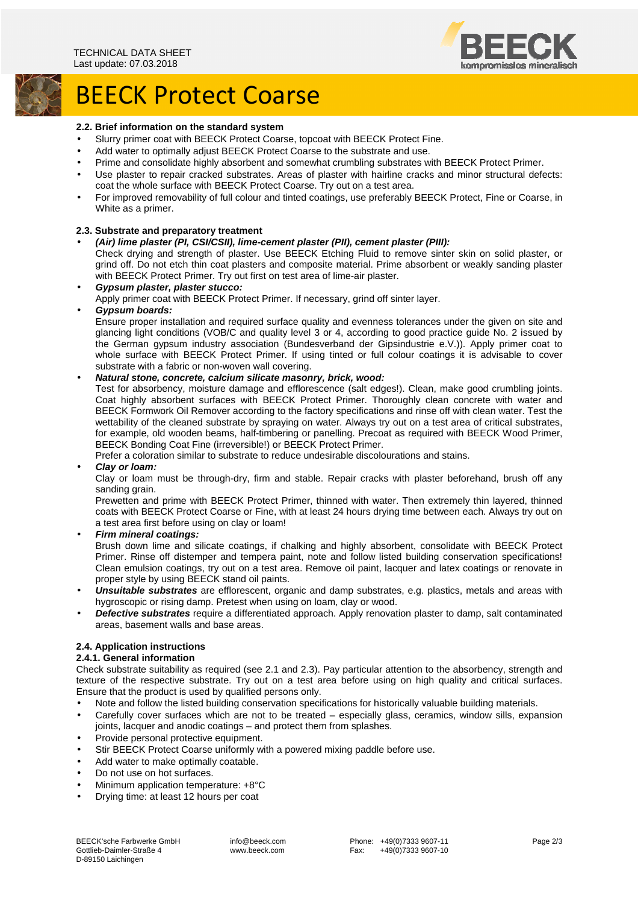# BEECK Protect Coarse

### 2.2. Brief information on the standard system

- Slurry primer coat with BEECK Protect Coarse, topcoat with BEECK Protect Fine.
- Add water to optimally adjust BEECK Protect Coarse to the substrate and use.
- Prime and consolidate highly absorbent and somewhat crumbling substrates with BEECK Protect Primer.
- Use plaster to repair cracked substrates. Areas of plaster with hairline cracks and minor structural defects: coat the whole surface with BEECK Protect Coarse. Try out on a test area.
- For improved removability of full colour and tinted coatings, use preferably BEECK Protect, Fine or Coarse, in White as a primer.

### 2.3. Substrate and preparatory treatment

- ***(Air) lime plaster (PI, CSI/CSII), lime-cement plaster (PII), cement plaster (PIII):***
  Check drying and strength of plaster. Use BEECK Etching Fluid to remove sinter skin on solid plaster, or grind off. Do not etch thin coat plasters and composite material. Prime absorbent or weakly sanding plaster with BEECK Protect Primer. Try out first on test area of lime-air plaster.
- ***Gypsum plaster, plaster stucco:***
  Apply primer coat with BEECK Protect Primer. If necessary, grind off sinter layer.
- ***Gypsum boards:***
  Ensure proper installation and required surface quality and evenness tolerances under the given on site and glancing light conditions (VOB/C and quality level 3 or 4, according to good practice guide No. 2 issued by the German gypsum industry association (Bundesverband der Gipsindustrie e.V.)). Apply primer coat to whole surface with BEECK Protect Primer. If using tinted or full colour coatings it is advisable to cover substrate with a fabric or non-woven wall covering.
- ***Natural stone, concrete, calcium silicate masonry, brick, wood:***
  Test for absorbency, moisture damage and efflorescence (salt edges!). Clean, make good crumbling joints. Coat highly absorbent surfaces with BEECK Protect Primer. Thoroughly clean concrete with water and BEECK Formwork Oil Remover according to the factory specifications and rinse off with clean water. Test the wettability of the cleaned substrate by spraying on water. Always try out on a test area of critical substrates, for example, old wooden beams, half-timbering or panelling. Precoat as required with BEECK Wood Primer, BEECK Bonding Coat Fine (irreversible!) or BEECK Protect Primer.
  Prefer a coloration similar to substrate to reduce undesirable discolourations and stains.
- ***Clay or loam:***
  Clay or loam must be through-dry, firm and stable. Repair cracks with plaster beforehand, brush off any sanding grain.
  Prewetten and prime with BEECK Protect Primer, thinned with water. Then extremely thin layered, thinned coats with BEECK Protect Coarse or Fine, with at least 24 hours drying time between each. Always try out on a test area first before using on clay or loam!
- ***Firm mineral coatings:***
  Brush down lime and silicate coatings, if chalking and highly absorbent, consolidate with BEECK Protect Primer. Rinse off distemper and tempera paint, note and follow listed building conservation specifications! Clean emulsion coatings, try out on a test area. Remove oil paint, lacquer and latex coatings or renovate in proper style by using BEECK stand oil paints.
- ***Unsuitable substrates*** are efflorescent, organic and damp substrates, e.g. plastics, metals and areas with hygroscopic or rising damp. Pretest when using on loam, clay or wood.
- ***Defective substrates*** require a differentiated approach. Apply renovation plaster to damp, salt contaminated areas, basement walls and base areas.

### 2.4. Application instructions

#### 2.4.1. General information

Check substrate suitability as required (see 2.1 and 2.3). Pay particular attention to the absorbency, strength and texture of the respective substrate. Try out on a test area before using on high quality and critical surfaces. Ensure that the product is used by qualified persons only.

- Note and follow the listed building conservation specifications for historically valuable building materials.
- Carefully cover surfaces which are not to be treated – especially glass, ceramics, window sills, expansion joints, lacquer and anodic coatings – and protect them from splashes.
- Provide personal protective equipment.
- Stir BEECK Protect Coarse uniformly with a powered mixing paddle before use.
- Add water to make optimally coatable.
- Do not use on hot surfaces.
- Minimum application temperature: +8°C
- Drying time: at least 12 hours per coat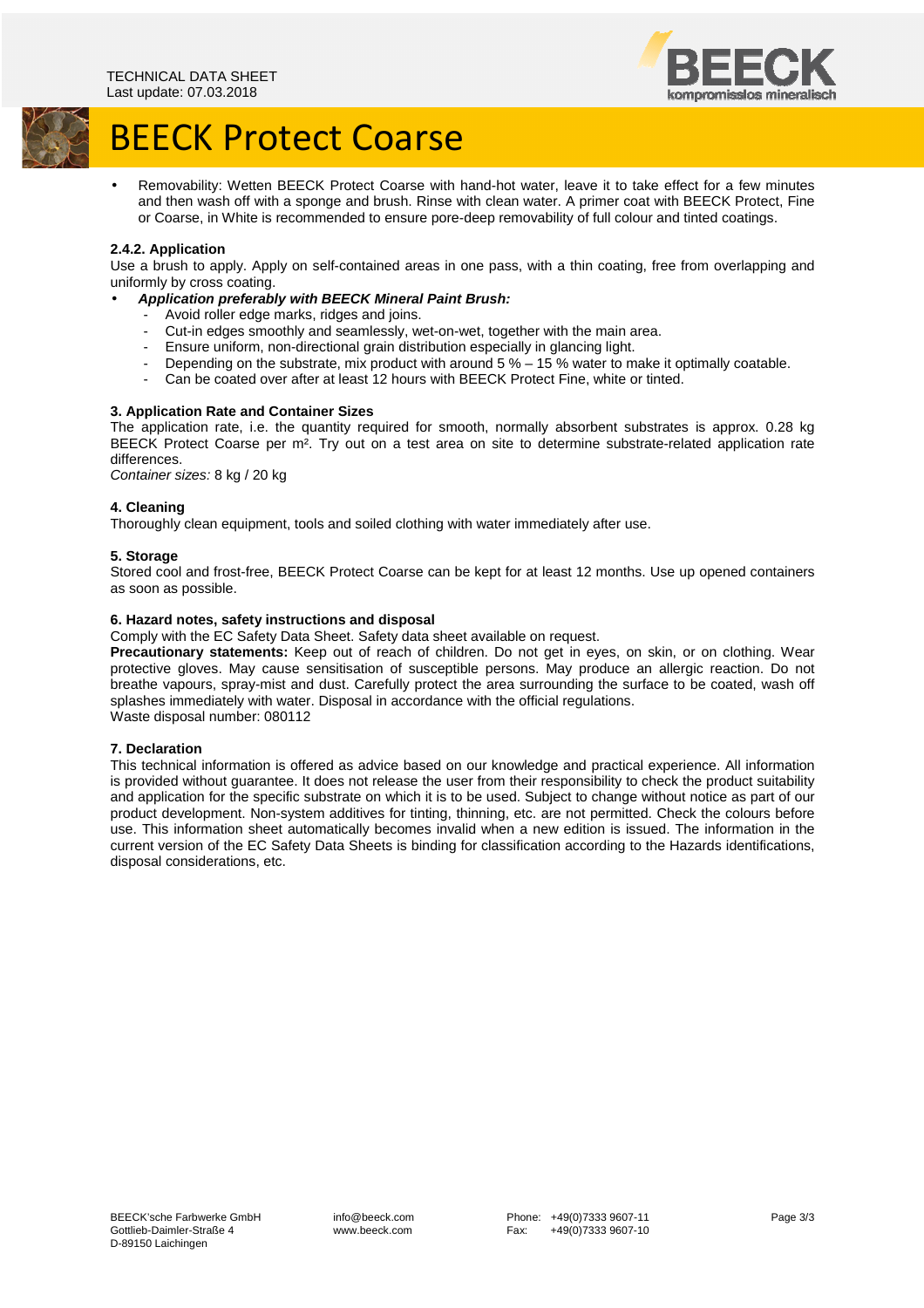# BEECK Protect Coarse

- Removability: Wetten BEECK Protect Coarse with hand-hot water, leave it to take effect for a few minutes and then wash off with a sponge and brush. Rinse with clean water. A primer coat with BEECK Protect, Fine or Coarse, in White is recommended to ensure pore-deep removability of full colour and tinted coatings.

### 2.4.2. Application

Use a brush to apply. Apply on self-contained areas in one pass, with a thin coating, free from overlapping and uniformly by cross coating.

- ***Application preferably with BEECK Mineral Paint Brush:***
  - Avoid roller edge marks, ridges and joins.
  - Cut-in edges smoothly and seamlessly, wet-on-wet, together with the main area.
  - Ensure uniform, non-directional grain distribution especially in glancing light.
  - Depending on the substrate, mix product with around 5 % – 15 % water to make it optimally coatable.
  - Can be coated over after at least 12 hours with BEECK Protect Fine, white or tinted.

## 3. Application Rate and Container Sizes

The application rate, i.e. the quantity required for smooth, normally absorbent substrates is approx. 0.28 kg BEECK Protect Coarse per m². Try out on a test area on site to determine substrate-related application rate differences.

*Container sizes:* 8 kg / 20 kg

## 4. Cleaning

Thoroughly clean equipment, tools and soiled clothing with water immediately after use.

## 5. Storage

Stored cool and frost-free, BEECK Protect Coarse can be kept for at least 12 months. Use up opened containers as soon as possible.

## 6. Hazard notes, safety instructions and disposal

Comply with the EC Safety Data Sheet. Safety data sheet available on request.

**Precautionary statements:** Keep out of reach of children. Do not get in eyes, on skin, or on clothing. Wear protective gloves. May cause sensitisation of susceptible persons. May produce an allergic reaction. Do not breathe vapours, spray-mist and dust. Carefully protect the area surrounding the surface to be coated, wash off splashes immediately with water. Disposal in accordance with the official regulations.

Waste disposal number: 080112

## 7. Declaration

This technical information is offered as advice based on our knowledge and practical experience. All information is provided without guarantee. It does not release the user from their responsibility to check the product suitability and application for the specific substrate on which it is to be used. Subject to change without notice as part of our product development. Non-system additives for tinting, thinning, etc. are not permitted. Check the colours before use. This information sheet automatically becomes invalid when a new edition is issued. The information in the current version of the EC Safety Data Sheets is binding for classification according to the Hazards identifications, disposal considerations, etc.